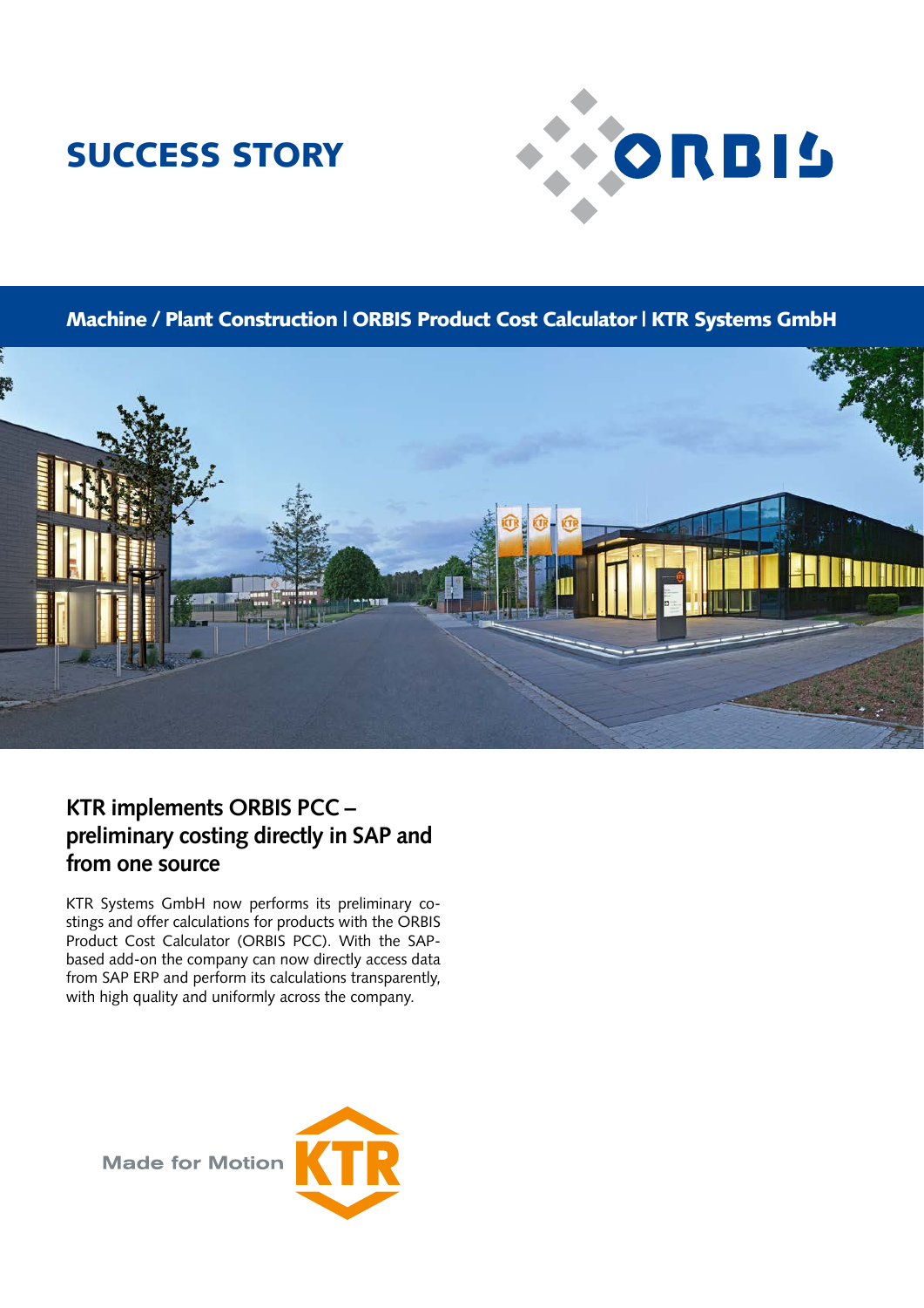# SUCCESS STORY

ORBIS

**Machine / Plant Construction | ORBIS Product Cost Calculator | KTR Systems GmbH**

## KTR implements ORBIS PCC – preliminary costing directly in SAP and from one source

KTR Systems GmbH now performs its preliminary costings and offer calculations for products with the ORBIS Product Cost Calculator (ORBIS PCC). With the SAP-based add-on the company can now directly access data from SAP ERP and perform its calculations transparently, with high quality and uniformly across the company.

Made for Motion KTR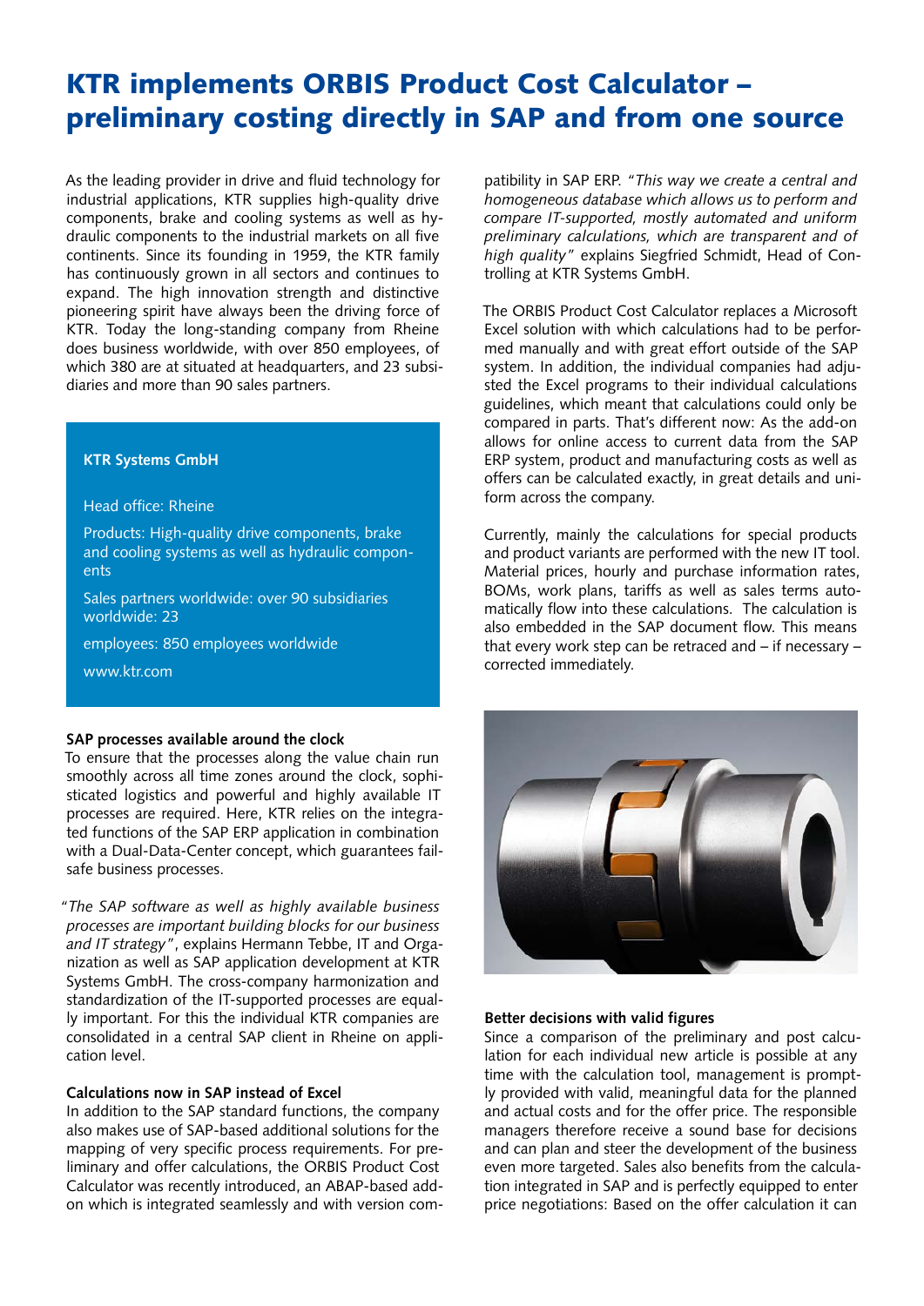# KTR implements ORBIS Product Cost Calculator – preliminary costing directly in SAP and from one source

As the leading provider in drive and fluid technology for industrial applications, KTR supplies high-quality drive components, brake and cooling systems as well as hydraulic components to the industrial markets on all five continents. Since its founding in 1959, the KTR family has continuously grown in all sectors and continues to expand. The high innovation strength and distinctive pioneering spirit have always been the driving force of KTR. Today the long-standing company from Rheine does business worldwide, with over 850 employees, of which 380 are at situated at headquarters, and 23 subsidiaries and more than 90 sales partners.

**KTR Systems GmbH**

Head office: Rheine

Products: High-quality drive components, brake and cooling systems as well as hydraulic components

Sales partners worldwide: over 90 subsidiaries worldwide: 23

employees: 850 employees worldwide

www.ktr.com

### SAP processes available around the clock

To ensure that the processes along the value chain run smoothly across all time zones around the clock, sophisticated logistics and powerful and highly available IT processes are required. Here, KTR relies on the integrated functions of the SAP ERP application in combination with a Dual-Data-Center concept, which guarantees failsafe business processes.

"*The SAP software as well as highly available business processes are important building blocks for our business and IT strategy*", explains Hermann Tebbe, IT and Organization as well as SAP application development at KTR Systems GmbH. The cross-company harmonization and standardization of the IT-supported processes are equally important. For this the individual KTR companies are consolidated in a central SAP client in Rheine on application level.

### Calculations now in SAP instead of Excel

In addition to the SAP standard functions, the company also makes use of SAP-based additional solutions for the mapping of very specific process requirements. For preliminary and offer calculations, the ORBIS Product Cost Calculator was recently introduced, an ABAP-based add-on which is integrated seamlessly and with version compatibility in SAP ERP. "*This way we create a central and homogeneous database which allows us to perform and compare IT-supported, mostly automated and uniform preliminary calculations, which are transparent and of high quality*" explains Siegfried Schmidt, Head of Controlling at KTR Systems GmbH.

The ORBIS Product Cost Calculator replaces a Microsoft Excel solution with which calculations had to be performed manually and with great effort outside of the SAP system. In addition, the individual companies had adjusted the Excel programs to their individual calculations guidelines, which meant that calculations could only be compared in parts. That's different now: As the add-on allows for online access to current data from the SAP ERP system, product and manufacturing costs as well as offers can be calculated exactly, in great details and uniform across the company.

Currently, mainly the calculations for special products and product variants are performed with the new IT tool. Material prices, hourly and purchase information rates, BOMs, work plans, tariffs as well as sales terms automatically flow into these calculations. The calculation is also embedded in the SAP document flow. This means that every work step can be retraced and – if necessary – corrected immediately.

### Better decisions with valid figures

Since a comparison of the preliminary and post calculation for each individual new article is possible at any time with the calculation tool, management is promptly provided with valid, meaningful data for the planned and actual costs and for the offer price. The responsible managers therefore receive a sound base for decisions and can plan and steer the development of the business even more targeted. Sales also benefits from the calculation integrated in SAP and is perfectly equipped to enter price negotiations: Based on the offer calculation it can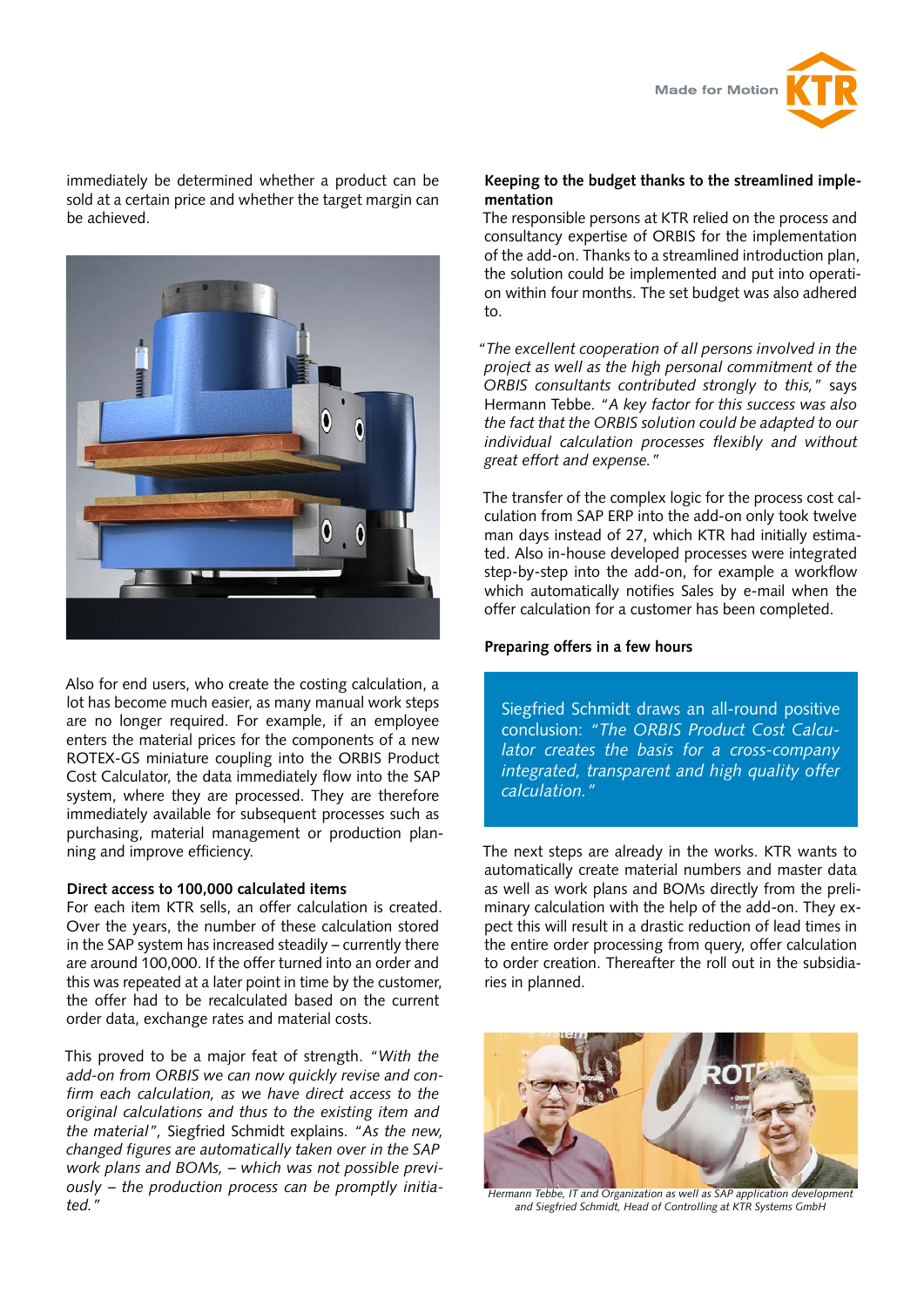immediately be determined whether a product can be sold at a certain price and whether the target margin can be achieved.

Also for end users, who create the costing calculation, a lot has become much easier, as many manual work steps are no longer required. For example, if an employee enters the material prices for the components of a new ROTEX-GS miniature coupling into the ORBIS Product Cost Calculator, the data immediately flow into the SAP system, where they are processed. They are therefore immediately available for subsequent processes such as purchasing, material management or production planning and improve efficiency.

**Direct access to 100,000 calculated items**

For each item KTR sells, an offer calculation is created. Over the years, the number of these calculation stored in the SAP system has increased steadily – currently there are around 100,000. If the offer turned into an order and this was repeated at a later point in time by the customer, the offer had to be recalculated based on the current order data, exchange rates and material costs.

This proved to be a major feat of strength. *"With the add-on from ORBIS we can now quickly revise and confirm each calculation, as we have direct access to the original calculations and thus to the existing item and the material"*, Siegfried Schmidt explains. *"As the new, changed figures are automatically taken over in the SAP work plans and BOMs, – which was not possible previously – the production process can be promptly initiated."*

**Keeping to the budget thanks to the streamlined implementation**

The responsible persons at KTR relied on the process and consultancy expertise of ORBIS for the implementation of the add-on. Thanks to a streamlined introduction plan, the solution could be implemented and put into operation within four months. The set budget was also adhered to.

*"The excellent cooperation of all persons involved in the project as well as the high personal commitment of the ORBIS consultants contributed strongly to this,"* says Hermann Tebbe. *"A key factor for this success was also the fact that the ORBIS solution could be adapted to our individual calculation processes flexibly and without great effort and expense."*

The transfer of the complex logic for the process cost calculation from SAP ERP into the add-on only took twelve man days instead of 27, which KTR had initially estimated. Also in-house developed processes were integrated step-by-step into the add-on, for example a workflow which automatically notifies Sales by e-mail when the offer calculation for a customer has been completed.

**Preparing offers in a few hours**

Siegfried Schmidt draws an all-round positive conclusion: *"The ORBIS Product Cost Calculator creates the basis for a cross-company integrated, transparent and high quality offer calculation."*

The next steps are already in the works. KTR wants to automatically create material numbers and master data as well as work plans and BOMs directly from the preliminary calculation with the help of the add-on. They expect this will result in a drastic reduction of lead times in the entire order processing from query, offer calculation to order creation. Thereafter the roll out in the subsidiaries in planned.

*Hermann Tebbe, IT and Organization as well as SAP application development and Siegfried Schmidt, Head of Controlling at KTR Systems GmbH*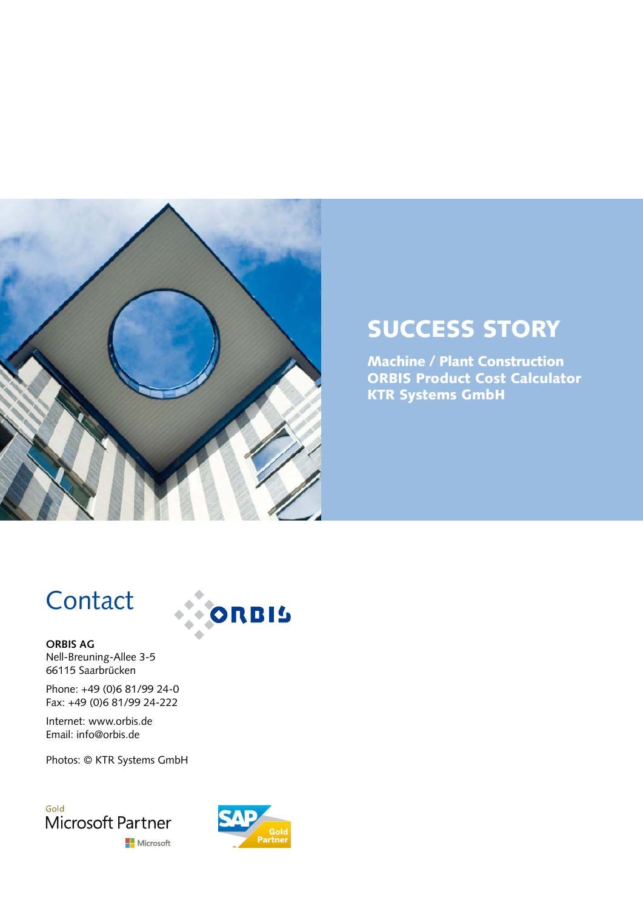# SUCCESS STORY

**Machine / Plant Construction**
**ORBIS Product Cost Calculator**
**KTR Systems GmbH**

## Contact

**ORBIS AG**
Nell-Breuning-Allee 3-5
66115 Saarbrücken

Phone: +49 (0)6 81/99 24-0
Fax: +49 (0)6 81/99 24-222

Internet: www.orbis.de
Email: info@orbis.de

Photos: © KTR Systems GmbH

Gold Microsoft Partner

SAP Gold Partner